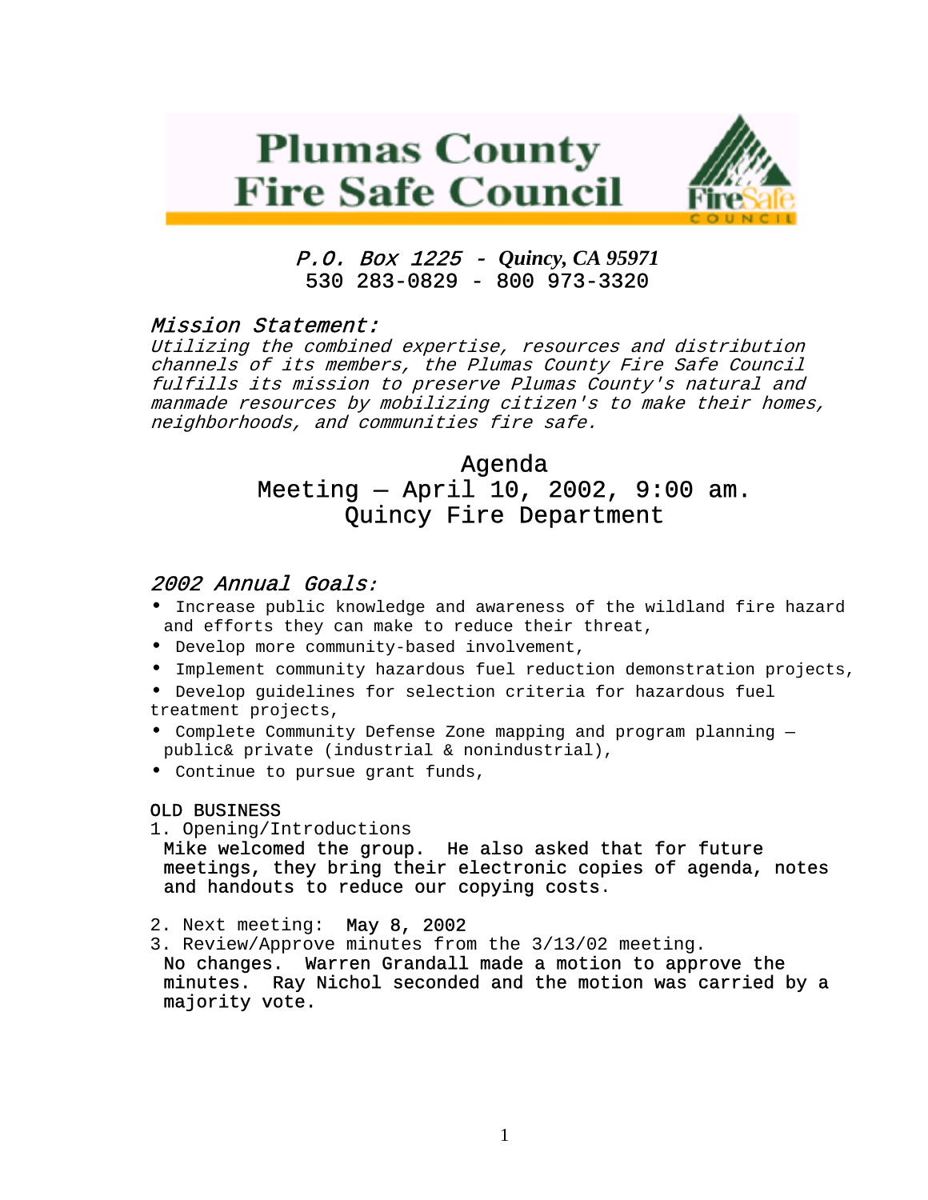# Plumas County Fire Safe Council

*P.O. Box 1225 - Quincy, CA 95971*
530 283-0829 - 800 973-3320

## *Mission Statement:*

*Utilizing the combined expertise, resources and distribution channels of its members, the Plumas County Fire Safe Council fulfills its mission to preserve Plumas County's natural and manmade resources by mobilizing citizen's to make their homes, neighborhoods, and communities fire safe.*

## Agenda
## Meeting — April 10, 2002, 9:00 am.
## Quincy Fire Department

## *2002 Annual Goals:*

- Increase public knowledge and awareness of the wildland fire hazard and efforts they can make to reduce their threat,
- Develop more community-based involvement,
- Implement community hazardous fuel reduction demonstration projects,
- Develop guidelines for selection criteria for hazardous fuel treatment projects,
- Complete Community Defense Zone mapping and program planning — public& private (industrial & nonindustrial),
- Continue to pursue grant funds,

OLD BUSINESS

1. Opening/Introductions
   Mike welcomed the group. He also asked that for future meetings, they bring their electronic copies of agenda, notes and handouts to reduce our copying costs.

2. Next meeting: May 8, 2002
3. Review/Approve minutes from the 3/13/02 meeting.
   No changes. Warren Grandall made a motion to approve the minutes. Ray Nichol seconded and the motion was carried by a majority vote.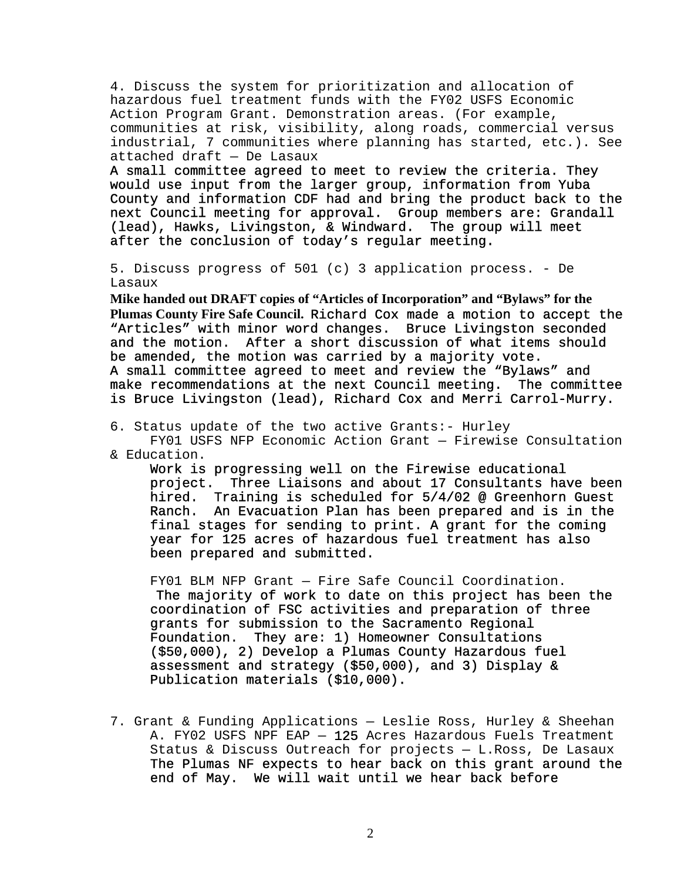4. Discuss the system for prioritization and allocation of hazardous fuel treatment funds with the FY02 USFS Economic Action Program Grant. Demonstration areas. (For example, communities at risk, visibility, along roads, commercial versus industrial, 7 communities where planning has started, etc.). See attached draft – De Lasaux

A small committee agreed to meet to review the criteria. They would use input from the larger group, information from Yuba County and information CDF had and bring the product back to the next Council meeting for approval. Group members are: Grandall (lead), Hawks, Livingston, & Windward. The group will meet after the conclusion of today's regular meeting.

5. Discuss progress of 501 (c) 3 application process. - De Lasaux

**Mike handed out DRAFT copies of "Articles of Incorporation" and "Bylaws" for the Plumas County Fire Safe Council.** Richard Cox made a motion to accept the "Articles" with minor word changes. Bruce Livingston seconded and the motion. After a short discussion of what items should be amended, the motion was carried by a majority vote.
A small committee agreed to meet and review the "Bylaws" and make recommendations at the next Council meeting. The committee is Bruce Livingston (lead), Richard Cox and Merri Carrol-Murry.

6. Status update of the two active Grants:- Hurley

FY01 USFS NFP Economic Action Grant – Firewise Consultation & Education.

Work is progressing well on the Firewise educational project. Three Liaisons and about 17 Consultants have been hired. Training is scheduled for 5/4/02 @ Greenhorn Guest Ranch. An Evacuation Plan has been prepared and is in the final stages for sending to print. A grant for the coming year for 125 acres of hazardous fuel treatment has also been prepared and submitted.

FY01 BLM NFP Grant – Fire Safe Council Coordination.

The majority of work to date on this project has been the coordination of FSC activities and preparation of three grants for submission to the Sacramento Regional Foundation. They are: 1) Homeowner Consultations ($50,000), 2) Develop a Plumas County Hazardous fuel assessment and strategy ($50,000), and 3) Display & Publication materials ($10,000).

7. Grant & Funding Applications – Leslie Ross, Hurley & Sheehan

A. FY02 USFS NPF EAP – 125 Acres Hazardous Fuels Treatment Status & Discuss Outreach for projects – L.Ross, De Lasaux

The Plumas NF expects to hear back on this grant around the end of May. We will wait until we hear back before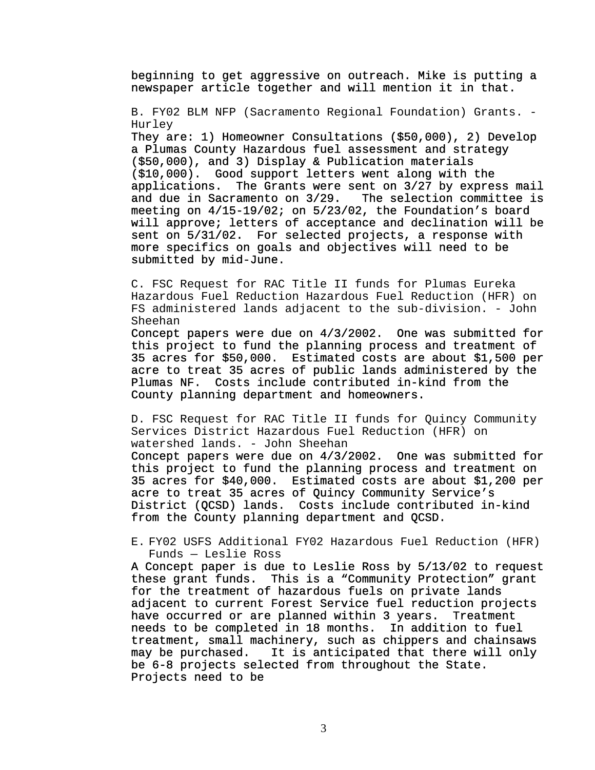beginning to get aggressive on outreach. Mike is putting a newspaper article together and will mention it in that.

B. FY02 BLM NFP (Sacramento Regional Foundation) Grants. - Hurley

They are: 1) Homeowner Consultations ($50,000), 2) Develop a Plumas County Hazardous fuel assessment and strategy ($50,000), and 3) Display & Publication materials ($10,000). Good support letters went along with the applications. The Grants were sent on 3/27 by express mail and due in Sacramento on 3/29. The selection committee is meeting on 4/15-19/02; on 5/23/02, the Foundation's board will approve; letters of acceptance and declination will be sent on 5/31/02. For selected projects, a response with more specifics on goals and objectives will need to be submitted by mid-June.

C. FSC Request for RAC Title II funds for Plumas Eureka Hazardous Fuel Reduction Hazardous Fuel Reduction (HFR) on FS administered lands adjacent to the sub-division. - John Sheehan

Concept papers were due on 4/3/2002. One was submitted for this project to fund the planning process and treatment of 35 acres for $50,000. Estimated costs are about $1,500 per acre to treat 35 acres of public lands administered by the Plumas NF. Costs include contributed in-kind from the County planning department and homeowners.

D. FSC Request for RAC Title II funds for Quincy Community Services District Hazardous Fuel Reduction (HFR) on watershed lands. - John Sheehan

Concept papers were due on 4/3/2002. One was submitted for this project to fund the planning process and treatment on 35 acres for $40,000. Estimated costs are about $1,200 per acre to treat 35 acres of Quincy Community Service's District (QCSD) lands. Costs include contributed in-kind from the County planning department and QCSD.

E. FY02 USFS Additional FY02 Hazardous Fuel Reduction (HFR) Funds — Leslie Ross

A Concept paper is due to Leslie Ross by 5/13/02 to request these grant funds. This is a "Community Protection" grant for the treatment of hazardous fuels on private lands adjacent to current Forest Service fuel reduction projects have occurred or are planned within 3 years. Treatment needs to be completed in 18 months. In addition to fuel treatment, small machinery, such as chippers and chainsaws may be purchased. It is anticipated that there will only be 6-8 projects selected from throughout the State. Projects need to be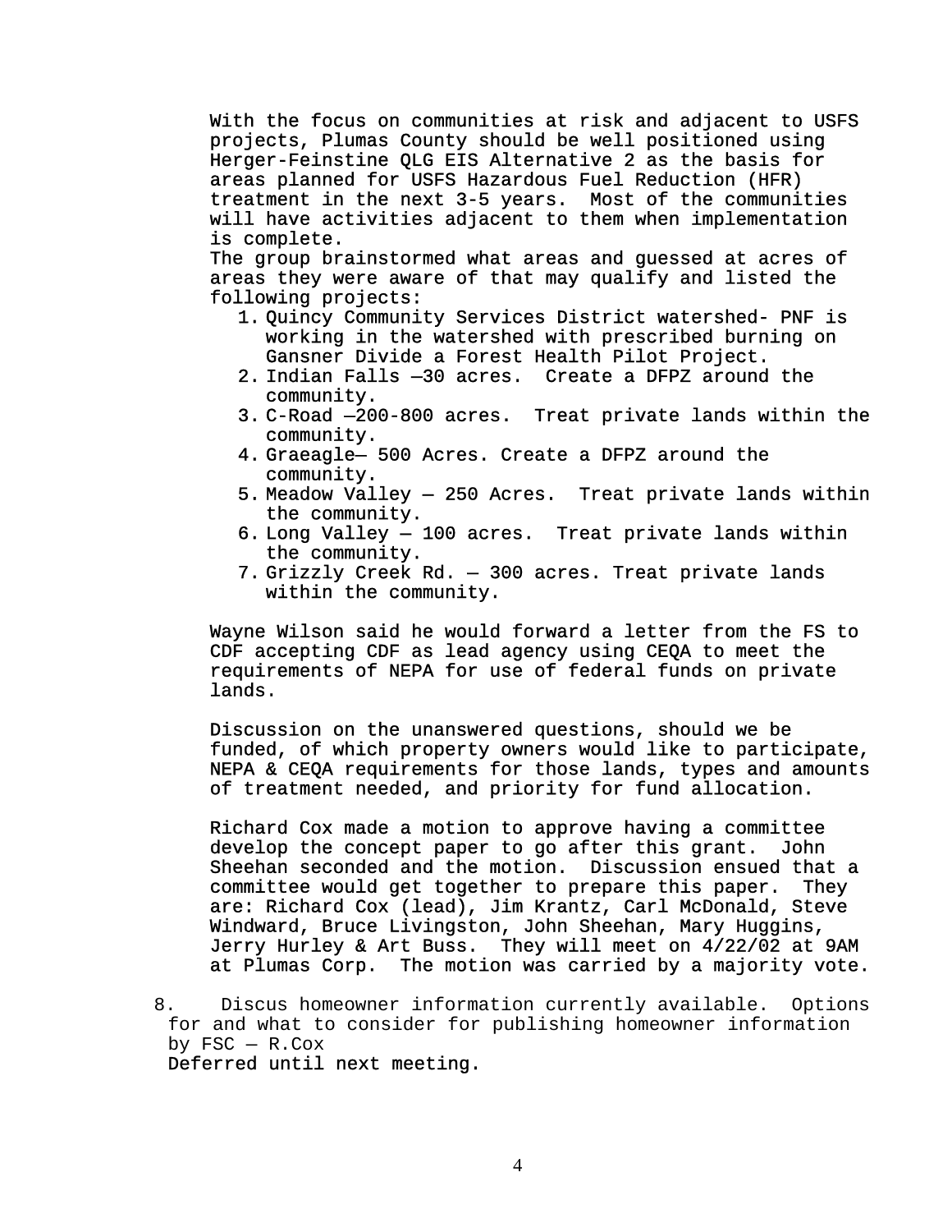With the focus on communities at risk and adjacent to USFS projects, Plumas County should be well positioned using Herger-Feinstine QLG EIS Alternative 2 as the basis for areas planned for USFS Hazardous Fuel Reduction (HFR) treatment in the next 3-5 years. Most of the communities will have activities adjacent to them when implementation is complete.
The group brainstormed what areas and guessed at acres of areas they were aware of that may qualify and listed the following projects:

1. Quincy Community Services District watershed- PNF is working in the watershed with prescribed burning on Gansner Divide a Forest Health Pilot Project.
2. Indian Falls –30 acres. Create a DFPZ around the community.
3. C-Road –200-800 acres. Treat private lands within the community.
4. Graeagle– 500 Acres. Create a DFPZ around the community.
5. Meadow Valley – 250 Acres. Treat private lands within the community.
6. Long Valley – 100 acres. Treat private lands within the community.
7. Grizzly Creek Rd. – 300 acres. Treat private lands within the community.

Wayne Wilson said he would forward a letter from the FS to CDF accepting CDF as lead agency using CEQA to meet the requirements of NEPA for use of federal funds on private lands.

Discussion on the unanswered questions, should we be funded, of which property owners would like to participate, NEPA & CEQA requirements for those lands, types and amounts of treatment needed, and priority for fund allocation.

Richard Cox made a motion to approve having a committee develop the concept paper to go after this grant. John Sheehan seconded and the motion. Discussion ensued that a committee would get together to prepare this paper. They are: Richard Cox (lead), Jim Krantz, Carl McDonald, Steve Windward, Bruce Livingston, John Sheehan, Mary Huggins, Jerry Hurley & Art Buss. They will meet on 4/22/02 at 9AM at Plumas Corp. The motion was carried by a majority vote.

8. Discus homeowner information currently available. Options for and what to consider for publishing homeowner information by FSC – R.Cox
Deferred until next meeting.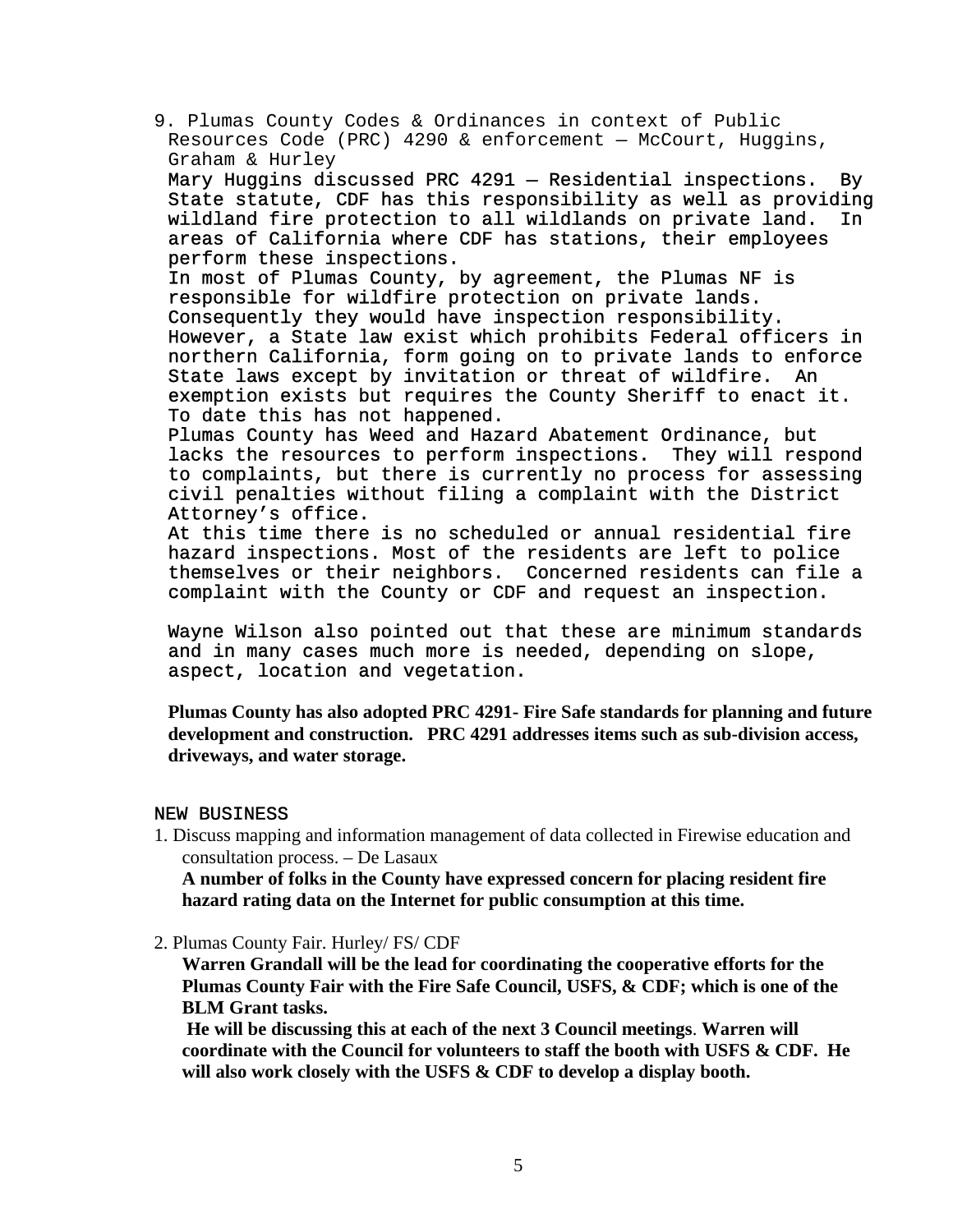9. Plumas County Codes & Ordinances in context of Public Resources Code (PRC) 4290 & enforcement – McCourt, Huggins, Graham & Hurley

   Mary Huggins discussed PRC 4291 – Residential inspections. By State statute, CDF has this responsibility as well as providing wildland fire protection to all wildlands on private land. In areas of California where CDF has stations, their employees perform these inspections.

   In most of Plumas County, by agreement, the Plumas NF is responsible for wildfire protection on private lands. Consequently they would have inspection responsibility. However, a State law exist which prohibits Federal officers in northern California, form going on to private lands to enforce State laws except by invitation or threat of wildfire. An exemption exists but requires the County Sheriff to enact it. To date this has not happened.

   Plumas County has Weed and Hazard Abatement Ordinance, but lacks the resources to perform inspections. They will respond to complaints, but there is currently no process for assessing civil penalties without filing a complaint with the District Attorney's office.

   At this time there is no scheduled or annual residential fire hazard inspections. Most of the residents are left to police themselves or their neighbors. Concerned residents can file a complaint with the County or CDF and request an inspection.

   Wayne Wilson also pointed out that these are minimum standards and in many cases much more is needed, depending on slope, aspect, location and vegetation.

   **Plumas County has also adopted PRC 4291- Fire Safe standards for planning and future development and construction. PRC 4291 addresses items such as sub-division access, driveways, and water storage.**

NEW BUSINESS

1. Discuss mapping and information management of data collected in Firewise education and consultation process. – De Lasaux

   **A number of folks in the County have expressed concern for placing resident fire hazard rating data on the Internet for public consumption at this time.**

2. Plumas County Fair. Hurley/ FS/ CDF

   **Warren Grandall will be the lead for coordinating the cooperative efforts for the Plumas County Fair with the Fire Safe Council, USFS, & CDF; which is one of the BLM Grant tasks.**

   **He will be discussing this at each of the next 3 Council meetings. Warren will coordinate with the Council for volunteers to staff the booth with USFS & CDF. He will also work closely with the USFS & CDF to develop a display booth.**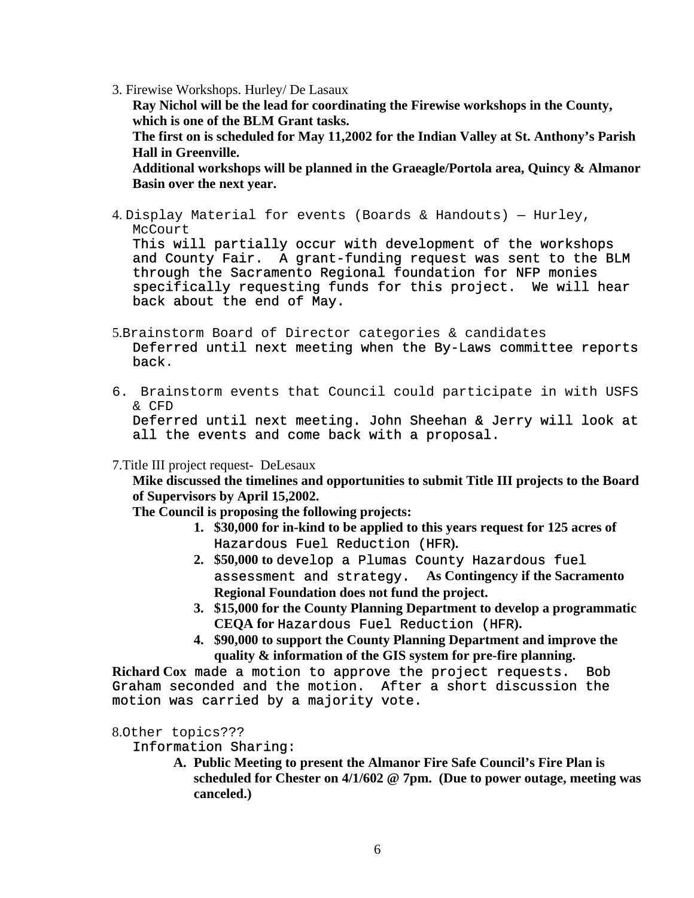3. Firewise Workshops. Hurley/ De Lasaux

**Ray Nichol will be the lead for coordinating the Firewise workshops in the County, which is one of the BLM Grant tasks.**

**The first on is scheduled for May 11,2002 for the Indian Valley at St. Anthony's Parish Hall in Greenville.**

**Additional workshops will be planned in the Graeagle/Portola area, Quincy & Almanor Basin over the next year.**

4. Display Material for events (Boards & Handouts) — Hurley, McCourt

This will partially occur with development of the workshops and County Fair. A grant-funding request was sent to the BLM through the Sacramento Regional foundation for NFP monies specifically requesting funds for this project. We will hear back about the end of May.

5. Brainstorm Board of Director categories & candidates

Deferred until next meeting when the By-Laws committee reports back.

6. Brainstorm events that Council could participate in with USFS & CFD

Deferred until next meeting. John Sheehan & Jerry will look at all the events and come back with a proposal.

7. Title III project request- DeLesaux

**Mike discussed the timelines and opportunities to submit Title III projects to the Board of Supervisors by April 15,2002.**

**The Council is proposing the following projects:**

1. **$30,000 for in-kind to be applied to this years request for 125 acres of** Hazardous Fuel Reduction (HFR)**.**
2. **$50,000 to** develop a Plumas County Hazardous fuel assessment and strategy. **As Contingency if the Sacramento Regional Foundation does not fund the project.**
3. **$15,000 for the County Planning Department to develop a programmatic CEQA for** Hazardous Fuel Reduction (HFR)**.**
4. **$90,000 to support the County Planning Department and improve the quality & information of the GIS system for pre-fire planning.**

**Richard Cox** made a motion to approve the project requests. Bob Graham seconded and the motion. After a short discussion the motion was carried by a majority vote.

8. Other topics???

Information Sharing:

A. **Public Meeting to present the Almanor Fire Safe Council's Fire Plan is scheduled for Chester on 4/1/602 @ 7pm. (Due to power outage, meeting was canceled.)**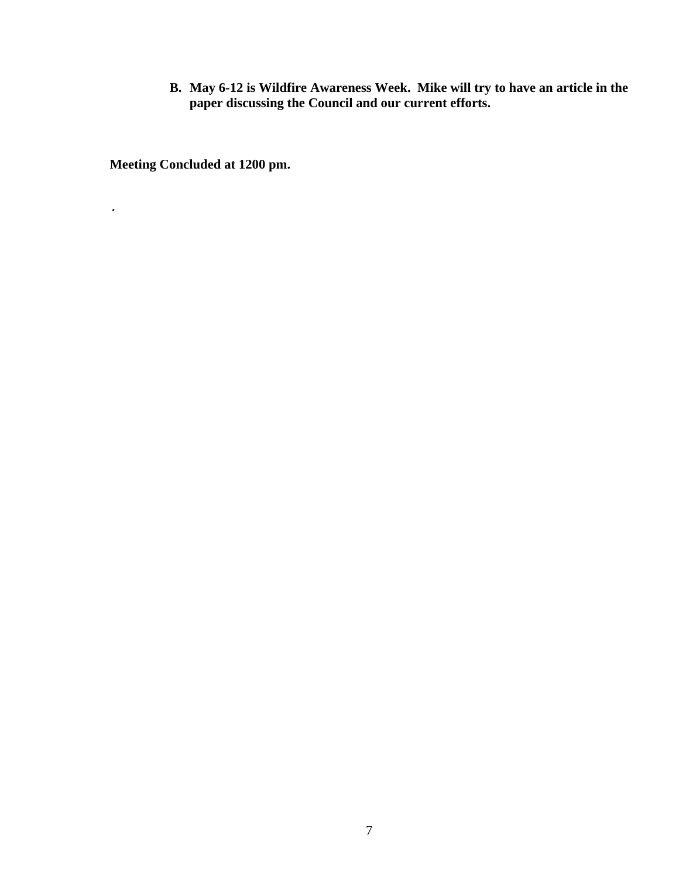**B. May 6-12 is Wildfire Awareness Week. Mike will try to have an article in the paper discussing the Council and our current efforts.**

**Meeting Concluded at 1200 pm.**

*.*